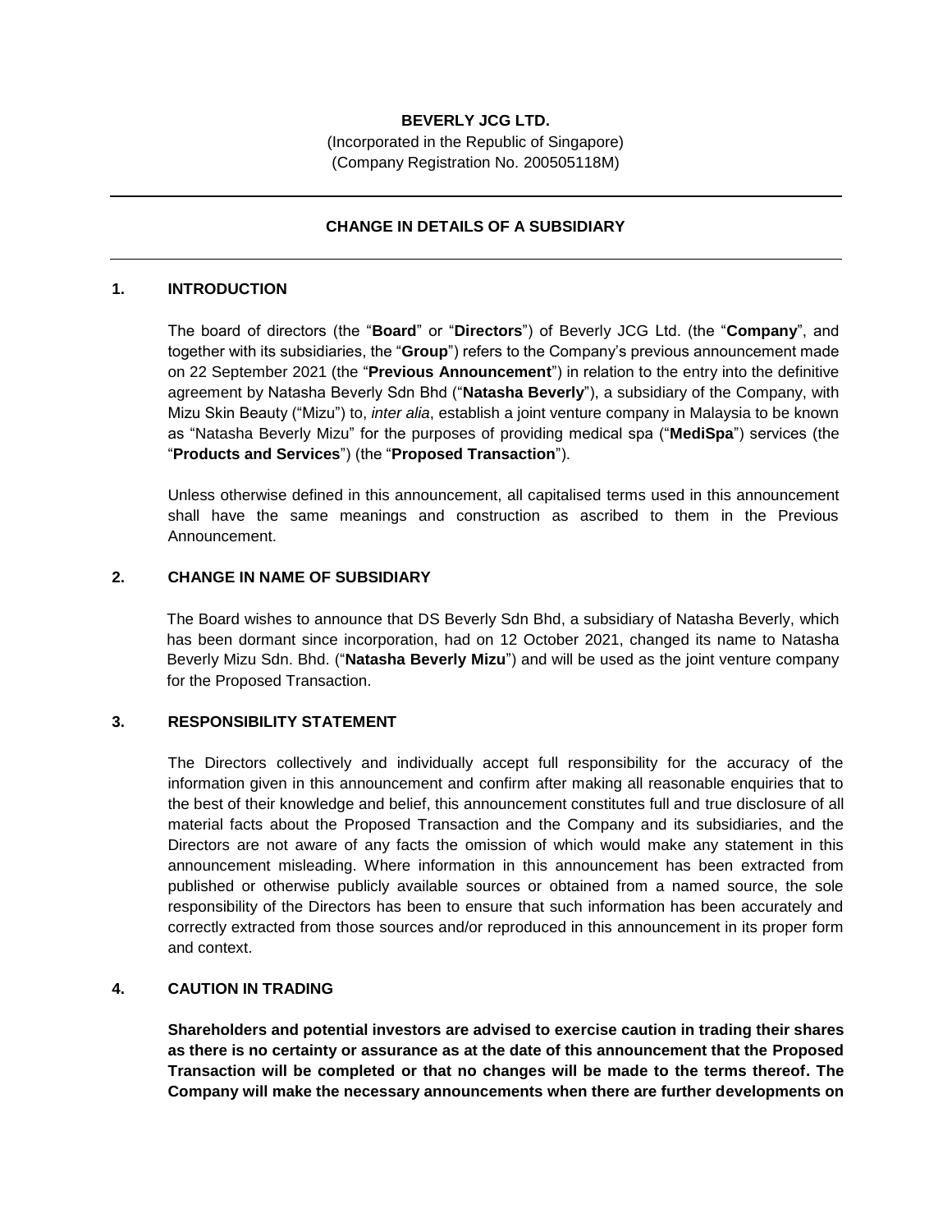**BEVERLY JCG LTD.**

(Incorporated in the Republic of Singapore)
(Company Registration No. 200505118M)

---

**CHANGE IN DETAILS OF A SUBSIDIARY**

---

## 1. INTRODUCTION

The board of directors (the "**Board**" or "**Directors**") of Beverly JCG Ltd. (the "**Company**", and together with its subsidiaries, the "**Group**") refers to the Company's previous announcement made on 22 September 2021 (the "**Previous Announcement**") in relation to the entry into the definitive agreement by Natasha Beverly Sdn Bhd ("**Natasha Beverly**"), a subsidiary of the Company, with Mizu Skin Beauty ("Mizu") to, *inter alia*, establish a joint venture company in Malaysia to be known as "Natasha Beverly Mizu" for the purposes of providing medical spa ("**MediSpa**") services (the "**Products and Services**") (the "**Proposed Transaction**").

Unless otherwise defined in this announcement, all capitalised terms used in this announcement shall have the same meanings and construction as ascribed to them in the Previous Announcement.

## 2. CHANGE IN NAME OF SUBSIDIARY

The Board wishes to announce that DS Beverly Sdn Bhd, a subsidiary of Natasha Beverly, which has been dormant since incorporation, had on 12 October 2021, changed its name to Natasha Beverly Mizu Sdn. Bhd. ("**Natasha Beverly Mizu**") and will be used as the joint venture company for the Proposed Transaction.

## 3. RESPONSIBILITY STATEMENT

The Directors collectively and individually accept full responsibility for the accuracy of the information given in this announcement and confirm after making all reasonable enquiries that to the best of their knowledge and belief, this announcement constitutes full and true disclosure of all material facts about the Proposed Transaction and the Company and its subsidiaries, and the Directors are not aware of any facts the omission of which would make any statement in this announcement misleading. Where information in this announcement has been extracted from published or otherwise publicly available sources or obtained from a named source, the sole responsibility of the Directors has been to ensure that such information has been accurately and correctly extracted from those sources and/or reproduced in this announcement in its proper form and context.

## 4. CAUTION IN TRADING

**Shareholders and potential investors are advised to exercise caution in trading their shares as there is no certainty or assurance as at the date of this announcement that the Proposed Transaction will be completed or that no changes will be made to the terms thereof. The Company will make the necessary announcements when there are further developments on**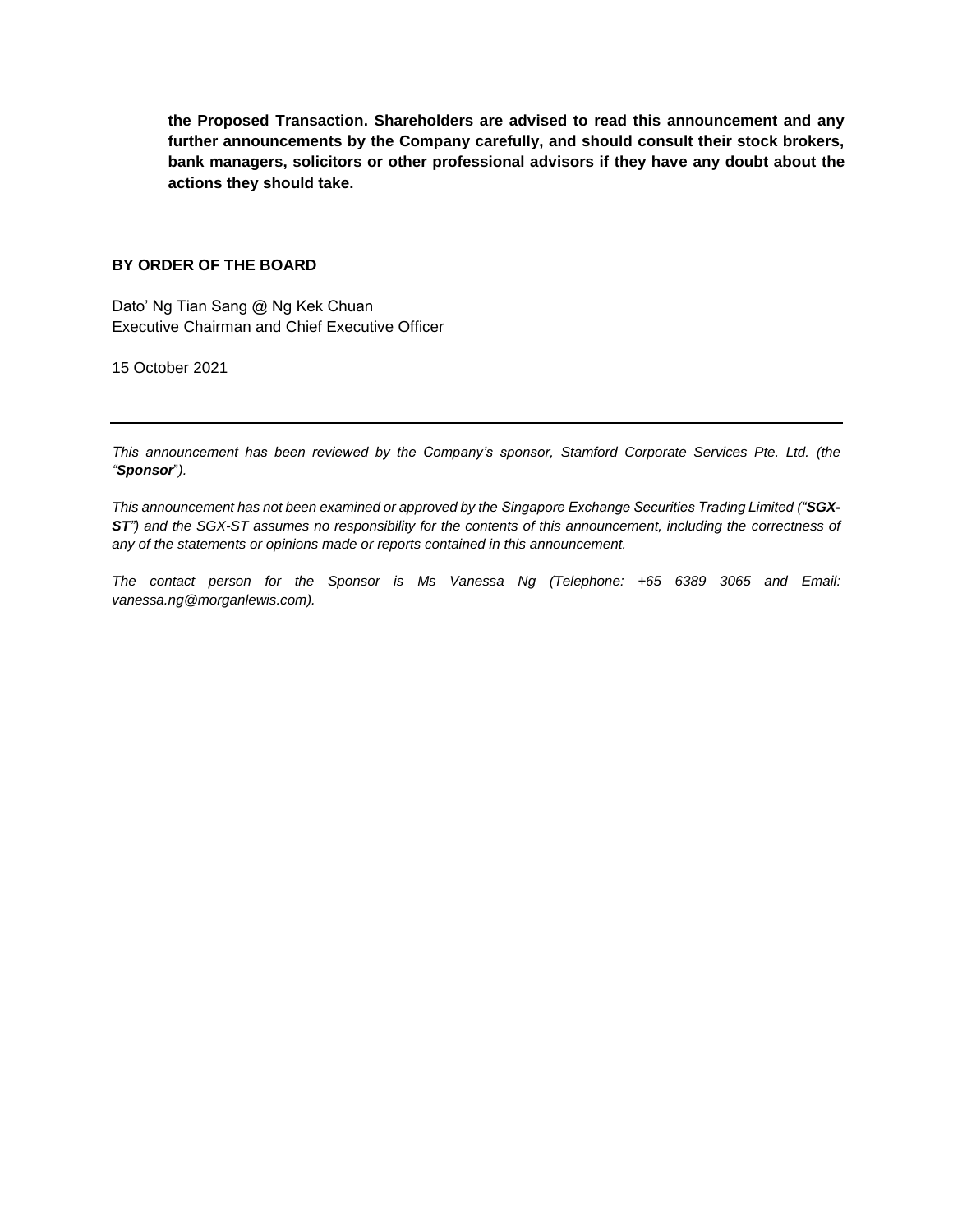**the Proposed Transaction. Shareholders are advised to read this announcement and any further announcements by the Company carefully, and should consult their stock brokers, bank managers, solicitors or other professional advisors if they have any doubt about the actions they should take.**

**BY ORDER OF THE BOARD**

Dato' Ng Tian Sang @ Ng Kek Chuan
Executive Chairman and Chief Executive Officer

15 October 2021

---

*This announcement has been reviewed by the Company's sponsor, Stamford Corporate Services Pte. Ltd. (the "**Sponsor**").*

*This announcement has not been examined or approved by the Singapore Exchange Securities Trading Limited ("**SGX-ST**") and the SGX-ST assumes no responsibility for the contents of this announcement, including the correctness of any of the statements or opinions made or reports contained in this announcement.*

*The contact person for the Sponsor is Ms Vanessa Ng (Telephone: +65 6389 3065 and Email: vanessa.ng@morganlewis.com).*